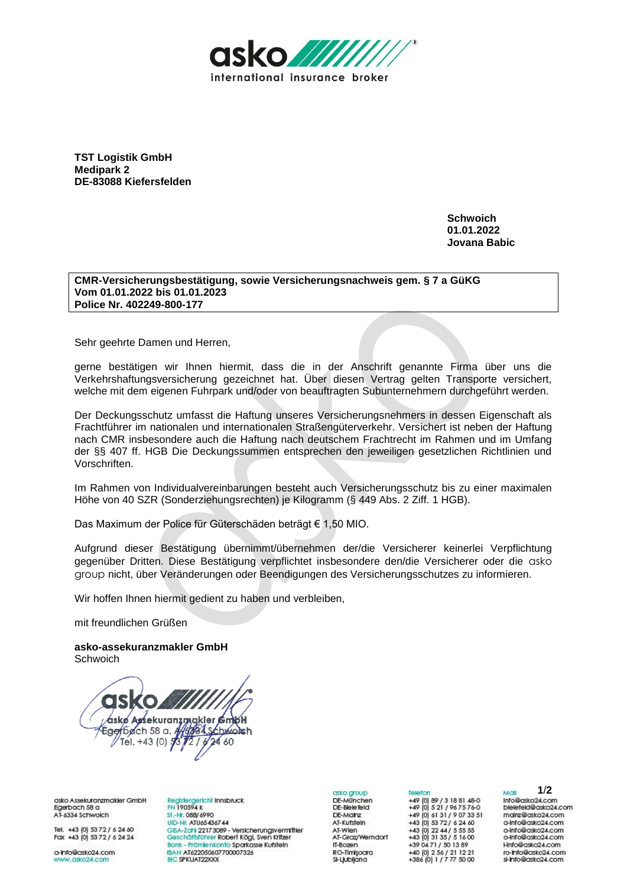asko international insurance broker

**TST Logistik GmbH**
**Medipark 2**
**DE-83088 Kiefersfelden**

**Schwoich**
**01.01.2022**
**Jovana Babic**

**CMR-Versicherungsbestätigung, sowie Versicherungsnachweis gem. § 7 a GüKG**
**Vom 01.01.2022 bis 01.01.2023**
**Police Nr. 402249-800-177**

Sehr geehrte Damen und Herren,

gerne bestätigen wir Ihnen hiermit, dass die in der Anschrift genannte Firma über uns die Verkehrshaftungsversicherung gezeichnet hat. Über diesen Vertrag gelten Transporte versichert, welche mit dem eigenen Fuhrpark und/oder von beauftragten Subunternehmern durchgeführt werden.

Der Deckungsschutz umfasst die Haftung unseres Versicherungsnehmers in dessen Eigenschaft als Frachtführer im nationalen und internationalen Straßengüterverkehr. Versichert ist neben der Haftung nach CMR insbesondere auch die Haftung nach deutschem Frachtrecht im Rahmen und im Umfang der §§ 407 ff. HGB Die Deckungssummen entsprechen den jeweiligen gesetzlichen Richtlinien und Vorschriften.

Im Rahmen von Individualvereinbarungen besteht auch Versicherungsschutz bis zu einer maximalen Höhe von 40 SZR (Sonderziehungsrechten) je Kilogramm (§ 449 Abs. 2 Ziff. 1 HGB).

Das Maximum der Police für Güterschäden beträgt € 1,50 MIO.

Aufgrund dieser Bestätigung übernimmt/übernehmen der/die Versicherer keinerlei Verpflichtung gegenüber Dritten. Diese Bestätigung verpflichtet insbesondere den/die Versicherer oder die asko group nicht, über Veränderungen oder Beendigungen des Versicherungsschutzes zu informieren.

Wir hoffen Ihnen hiermit gedient zu haben und verbleiben,

mit freundlichen Grüßen

**asko-assekuranzmakler GmbH**
Schwoich

asko Assekuranzmakler GmbH
Egerbach 58 a, A-6334 Schwoich
Tel. +43 (0) 53 72 / 6 24 60

---

asko Assekuranzmakler GmbH
Egerbach 58 a
AT-6334 Schwoich

Tel. +43 (0) 53 72 / 6 24 60
Fax +43 (0) 53 72 / 6 24 24

a-info@asko24.com
www.asko24.com

Registergericht Innsbruck
FN 190594 k
St.-Nr. 088/6990
UID-Nr. ATU65436744
GISA-Zahl 22173089 - Versicherungsvermittler
Geschäftsführer Robert Kögl, Sven Kritzer
Bank - Prämienkonto Sparkasse Kufstein
IBAN AT622050607700007326
BIC SPKUAT22XXX

| asko group | Telefon | Mail |
|---|---|---|
| DE-München | +49 (0) 89 / 3 18 81 48-0 | info@asko24.com |
| DE-Bielefeld | +49 (0) 5 21 / 96 75 76-0 | bielefeld@asko24.com |
| DE-Mainz | +49 (0) 61 31 / 9 07 33 51 | mainz@asko24.com |
| AT-Kufstein | +43 (0) 53 72 / 6 24 60 | a-info@asko24.com |
| AT-Wien | +43 (0) 22 44 / 5 55 55 | a-info@asko24.com |
| AT-Graz/Werndorf | +43 (0) 31 35 / 5 16 00 | a-info@asko24.com |
| IT-Bozen | +39 04 71 / 50 13 89 | i-info@asko24.com |
| RO-Timişoara | +40 (0) 2 56 / 21 12 21 | ro-info@asko24.com |
| SI-Ljubljana | +386 (0) 1 / 7 77 50 00 | si-info@asko24.com |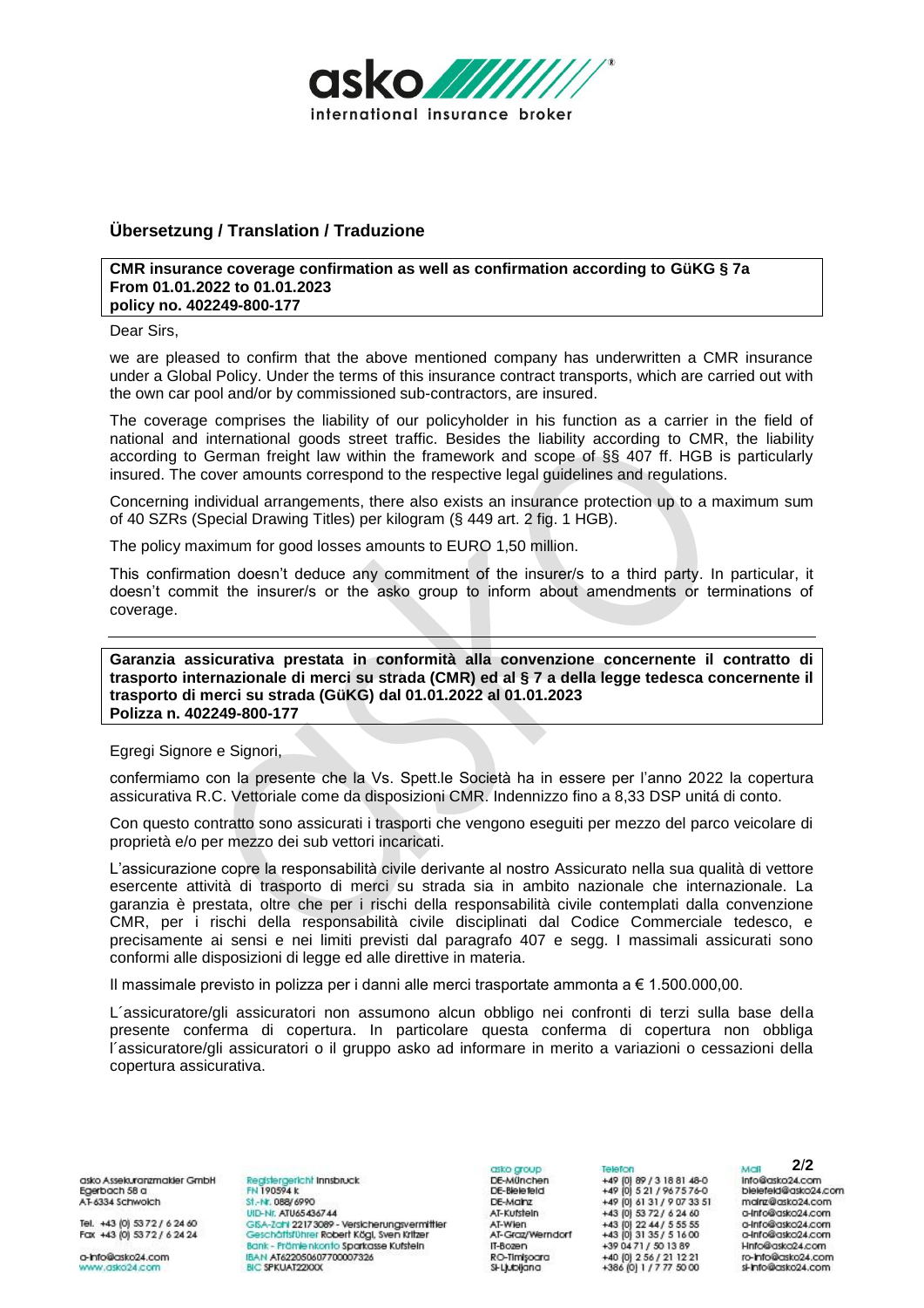## Übersetzung / Translation / Traduzione

**CMR insurance coverage confirmation as well as confirmation according to GüKG § 7a**
**From 01.01.2022 to 01.01.2023**
**policy no. 402249-800-177**

Dear Sirs,

we are pleased to confirm that the above mentioned company has underwritten a CMR insurance under a Global Policy. Under the terms of this insurance contract transports, which are carried out with the own car pool and/or by commissioned sub-contractors, are insured.

The coverage comprises the liability of our policyholder in his function as a carrier in the field of national and international goods street traffic. Besides the liability according to CMR, the liability according to German freight law within the framework and scope of §§ 407 ff. HGB is particularly insured. The cover amounts correspond to the respective legal guidelines and regulations.

Concerning individual arrangements, there also exists an insurance protection up to a maximum sum of 40 SZRs (Special Drawing Titles) per kilogram (§ 449 art. 2 fig. 1 HGB).

The policy maximum for good losses amounts to EURO 1,50 million.

This confirmation doesn't deduce any commitment of the insurer/s to a third party. In particular, it doesn't commit the insurer/s or the asko group to inform about amendments or terminations of coverage.

---

**Garanzia assicurativa prestata in conformità alla convenzione concernente il contratto di trasporto internazionale di merci su strada (CMR) ed al § 7 a della legge tedesca concernente il trasporto di merci su strada (GüKG) dal 01.01.2022 al 01.01.2023**
**Polizza n. 402249-800-177**

Egregi Signore e Signori,

confermiamo con la presente che la Vs. Spett.le Società ha in essere per l'anno 2022 la copertura assicurativa R.C. Vettoriale come da disposizioni CMR. Indennizzo fino a 8,33 DSP unitá di conto.

Con questo contratto sono assicurati i trasporti che vengono eseguiti per mezzo del parco veicolare di proprietà e/o per mezzo dei sub vettori incaricati.

L'assicurazione copre la responsabilità civile derivante al nostro Assicurato nella sua qualità di vettore esercente attività di trasporto di merci su strada sia in ambito nazionale che internazionale. La garanzia è prestata, oltre che per i rischi della responsabilità civile contemplati dalla convenzione CMR, per i rischi della responsabilità civile disciplinati dal Codice Commerciale tedesco, e precisamente ai sensi e nei limiti previsti dal paragrafo 407 e segg. I massimali assicurati sono conformi alle disposizioni di legge ed alle direttive in materia.

Il massimale previsto in polizza per i danni alle merci trasportate ammonta a € 1.500.000,00.

L´assicuratore/gli assicuratori non assumono alcun obbligo nei confronti di terzi sulla base della presente conferma di copertura. In particolare questa conferma di copertura non obbliga l´assicuratore/gli assicuratori o il gruppo asko ad informare in merito a variazioni o cessazioni della copertura assicurativa.